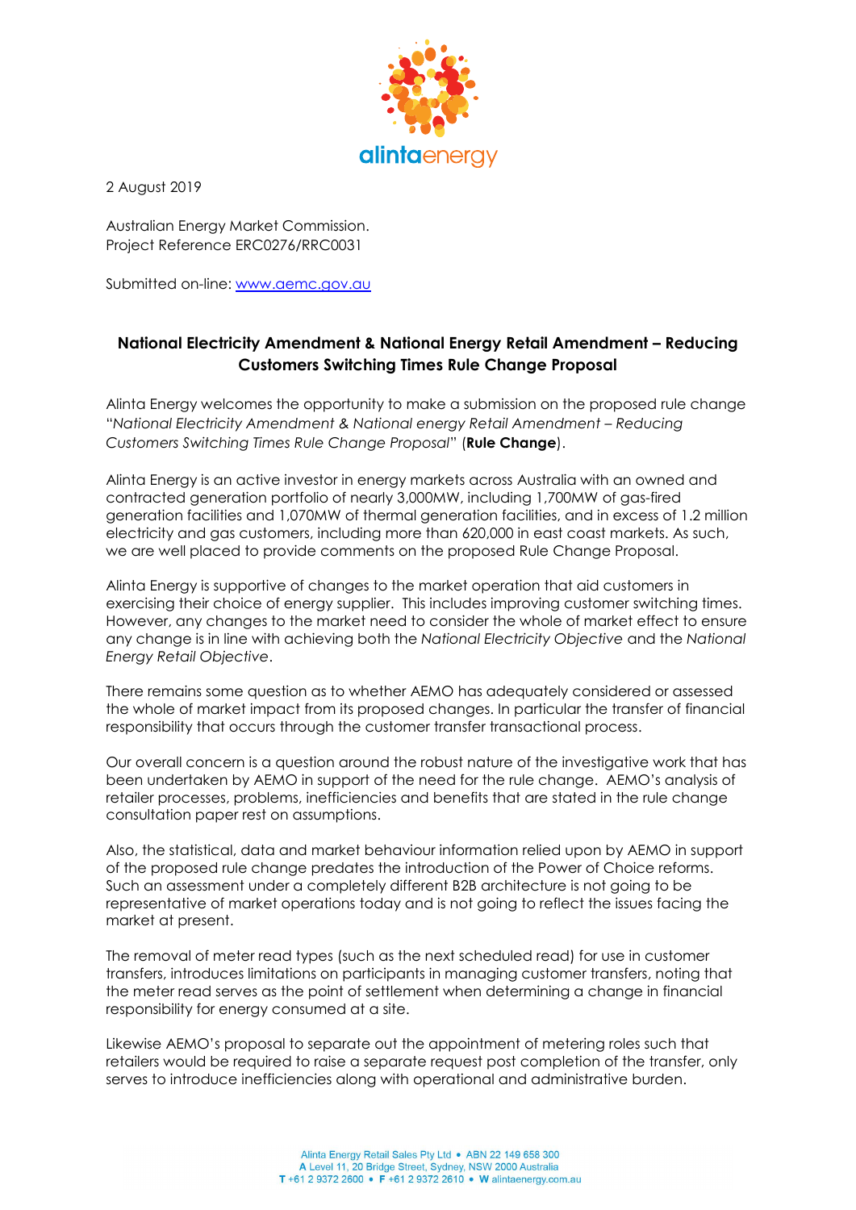2 August 2019

Australian Energy Market Commission.
Project Reference ERC0276/RRC0031

Submitted on-line: www.aemc.gov.au

**National Electricity Amendment & National Energy Retail Amendment – Reducing Customers Switching Times Rule Change Proposal**

Alinta Energy welcomes the opportunity to make a submission on the proposed rule change "*National Electricity Amendment & National energy Retail Amendment – Reducing Customers Switching Times Rule Change Proposal*" (**Rule Change**).

Alinta Energy is an active investor in energy markets across Australia with an owned and contracted generation portfolio of nearly 3,000MW, including 1,700MW of gas-fired generation facilities and 1,070MW of thermal generation facilities, and in excess of 1.2 million electricity and gas customers, including more than 620,000 in east coast markets. As such, we are well placed to provide comments on the proposed Rule Change Proposal.

Alinta Energy is supportive of changes to the market operation that aid customers in exercising their choice of energy supplier. This includes improving customer switching times. However, any changes to the market need to consider the whole of market effect to ensure any change is in line with achieving both the *National Electricity Objective* and the *National Energy Retail Objective*.

There remains some question as to whether AEMO has adequately considered or assessed the whole of market impact from its proposed changes. In particular the transfer of financial responsibility that occurs through the customer transfer transactional process.

Our overall concern is a question around the robust nature of the investigative work that has been undertaken by AEMO in support of the need for the rule change. AEMO's analysis of retailer processes, problems, inefficiencies and benefits that are stated in the rule change consultation paper rest on assumptions.

Also, the statistical, data and market behaviour information relied upon by AEMO in support of the proposed rule change predates the introduction of the Power of Choice reforms. Such an assessment under a completely different B2B architecture is not going to be representative of market operations today and is not going to reflect the issues facing the market at present.

The removal of meter read types (such as the next scheduled read) for use in customer transfers, introduces limitations on participants in managing customer transfers, noting that the meter read serves as the point of settlement when determining a change in financial responsibility for energy consumed at a site.

Likewise AEMO's proposal to separate out the appointment of metering roles such that retailers would be required to raise a separate request post completion of the transfer, only serves to introduce inefficiencies along with operational and administrative burden.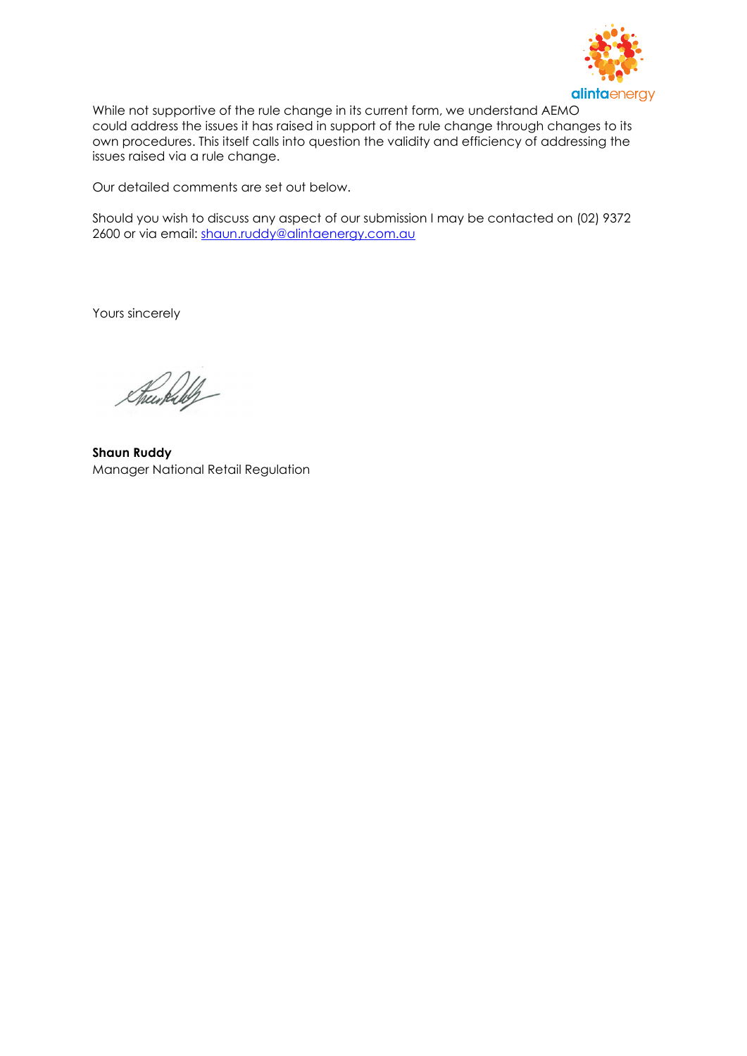While not supportive of the rule change in its current form, we understand AEMO could address the issues it has raised in support of the rule change through changes to its own procedures. This itself calls into question the validity and efficiency of addressing the issues raised via a rule change.

Our detailed comments are set out below.

Should you wish to discuss any aspect of our submission I may be contacted on (02) 9372 2600 or via email: shaun.ruddy@alintaenergy.com.au

Yours sincerely

**Shaun Ruddy**
Manager National Retail Regulation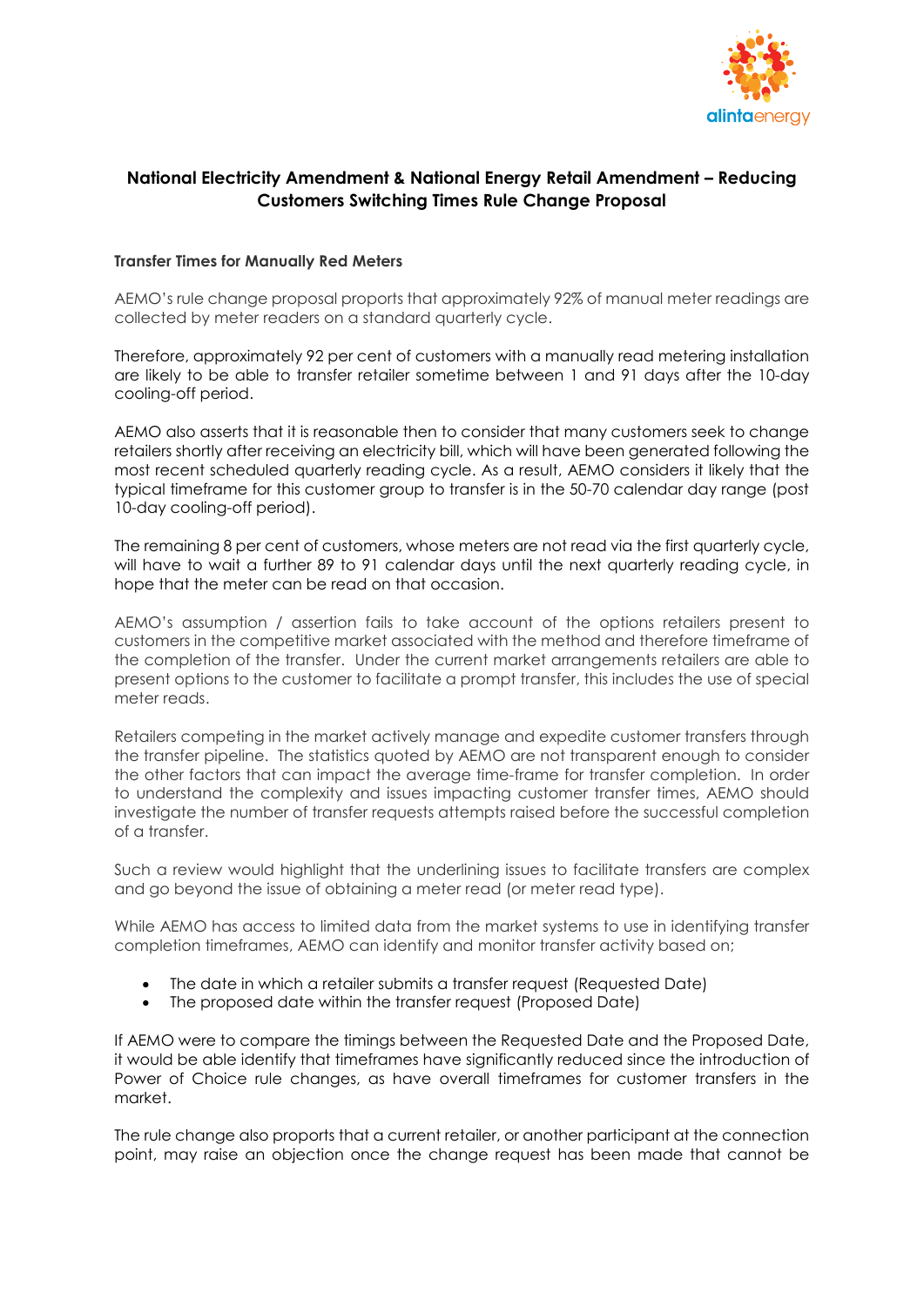## National Electricity Amendment & National Energy Retail Amendment – Reducing Customers Switching Times Rule Change Proposal

### Transfer Times for Manually Red Meters

AEMO's rule change proposal proports that approximately 92% of manual meter readings are collected by meter readers on a standard quarterly cycle.

Therefore, approximately 92 per cent of customers with a manually read metering installation are likely to be able to transfer retailer sometime between 1 and 91 days after the 10-day cooling-off period.

AEMO also asserts that it is reasonable then to consider that many customers seek to change retailers shortly after receiving an electricity bill, which will have been generated following the most recent scheduled quarterly reading cycle. As a result, AEMO considers it likely that the typical timeframe for this customer group to transfer is in the 50-70 calendar day range (post 10-day cooling-off period).

The remaining 8 per cent of customers, whose meters are not read via the first quarterly cycle, will have to wait a further 89 to 91 calendar days until the next quarterly reading cycle, in hope that the meter can be read on that occasion.

AEMO's assumption / assertion fails to take account of the options retailers present to customers in the competitive market associated with the method and therefore timeframe of the completion of the transfer. Under the current market arrangements retailers are able to present options to the customer to facilitate a prompt transfer, this includes the use of special meter reads.

Retailers competing in the market actively manage and expedite customer transfers through the transfer pipeline. The statistics quoted by AEMO are not transparent enough to consider the other factors that can impact the average time-frame for transfer completion. In order to understand the complexity and issues impacting customer transfer times, AEMO should investigate the number of transfer requests attempts raised before the successful completion of a transfer.

Such a review would highlight that the underlining issues to facilitate transfers are complex and go beyond the issue of obtaining a meter read (or meter read type).

While AEMO has access to limited data from the market systems to use in identifying transfer completion timeframes, AEMO can identify and monitor transfer activity based on;

- The date in which a retailer submits a transfer request (Requested Date)
- The proposed date within the transfer request (Proposed Date)

If AEMO were to compare the timings between the Requested Date and the Proposed Date, it would be able identify that timeframes have significantly reduced since the introduction of Power of Choice rule changes, as have overall timeframes for customer transfers in the market.

The rule change also proports that a current retailer, or another participant at the connection point, may raise an objection once the change request has been made that cannot be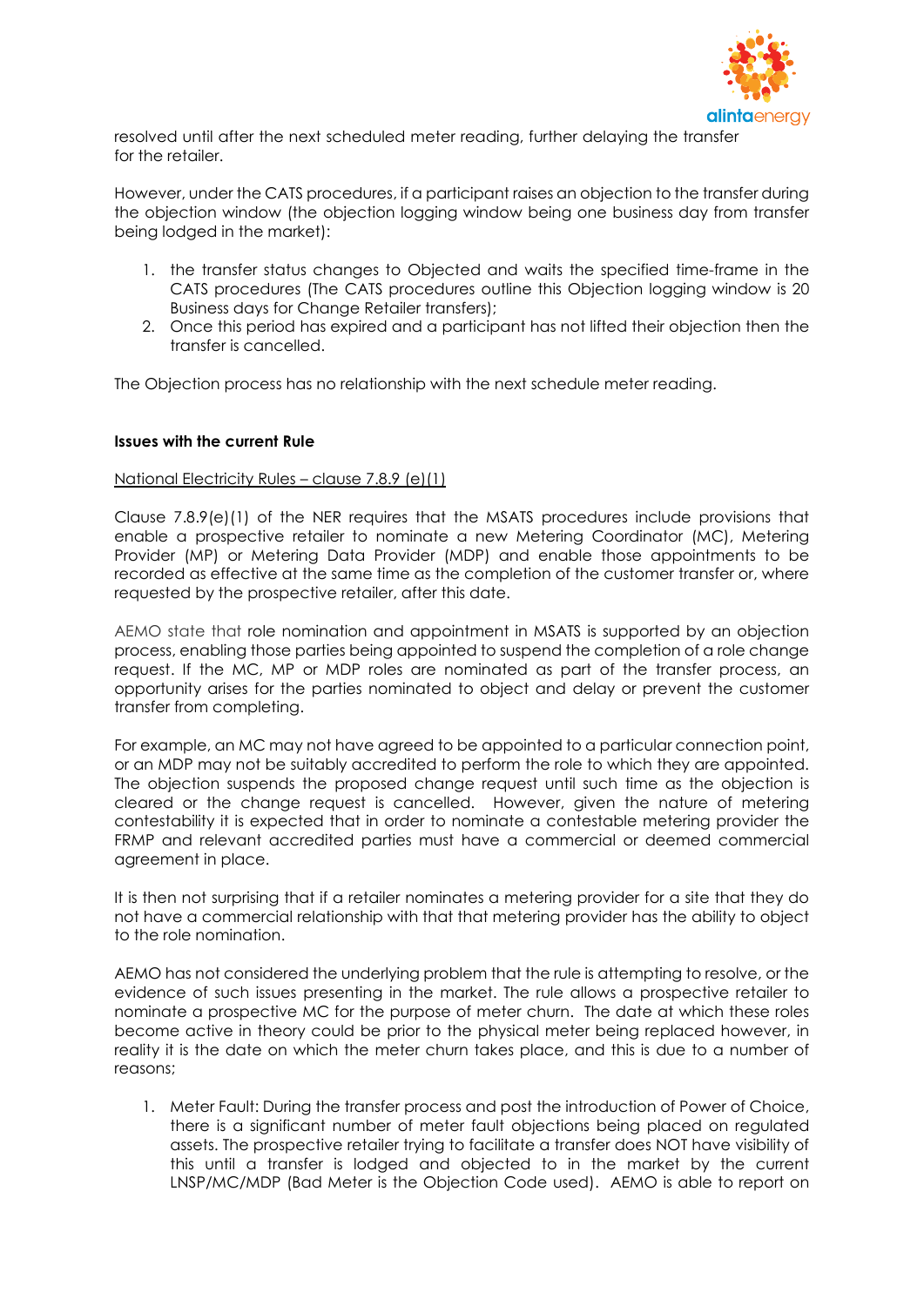resolved until after the next scheduled meter reading, further delaying the transfer for the retailer.

However, under the CATS procedures, if a participant raises an objection to the transfer during the objection window (the objection logging window being one business day from transfer being lodged in the market):

1. the transfer status changes to Objected and waits the specified time-frame in the CATS procedures (The CATS procedures outline this Objection logging window is 20 Business days for Change Retailer transfers);
2. Once this period has expired and a participant has not lifted their objection then the transfer is cancelled.

The Objection process has no relationship with the next schedule meter reading.

**Issues with the current Rule**

National Electricity Rules – clause 7.8.9 (e)(1)

Clause 7.8.9(e)(1) of the NER requires that the MSATS procedures include provisions that enable a prospective retailer to nominate a new Metering Coordinator (MC), Metering Provider (MP) or Metering Data Provider (MDP) and enable those appointments to be recorded as effective at the same time as the completion of the customer transfer or, where requested by the prospective retailer, after this date.

AEMO state that role nomination and appointment in MSATS is supported by an objection process, enabling those parties being appointed to suspend the completion of a role change request. If the MC, MP or MDP roles are nominated as part of the transfer process, an opportunity arises for the parties nominated to object and delay or prevent the customer transfer from completing.

For example, an MC may not have agreed to be appointed to a particular connection point, or an MDP may not be suitably accredited to perform the role to which they are appointed. The objection suspends the proposed change request until such time as the objection is cleared or the change request is cancelled. However, given the nature of metering contestability it is expected that in order to nominate a contestable metering provider the FRMP and relevant accredited parties must have a commercial or deemed commercial agreement in place.

It is then not surprising that if a retailer nominates a metering provider for a site that they do not have a commercial relationship with that that metering provider has the ability to object to the role nomination.

AEMO has not considered the underlying problem that the rule is attempting to resolve, or the evidence of such issues presenting in the market. The rule allows a prospective retailer to nominate a prospective MC for the purpose of meter churn. The date at which these roles become active in theory could be prior to the physical meter being replaced however, in reality it is the date on which the meter churn takes place, and this is due to a number of reasons;

1. Meter Fault: During the transfer process and post the introduction of Power of Choice, there is a significant number of meter fault objections being placed on regulated assets. The prospective retailer trying to facilitate a transfer does NOT have visibility of this until a transfer is lodged and objected to in the market by the current LNSP/MC/MDP (Bad Meter is the Objection Code used). AEMO is able to report on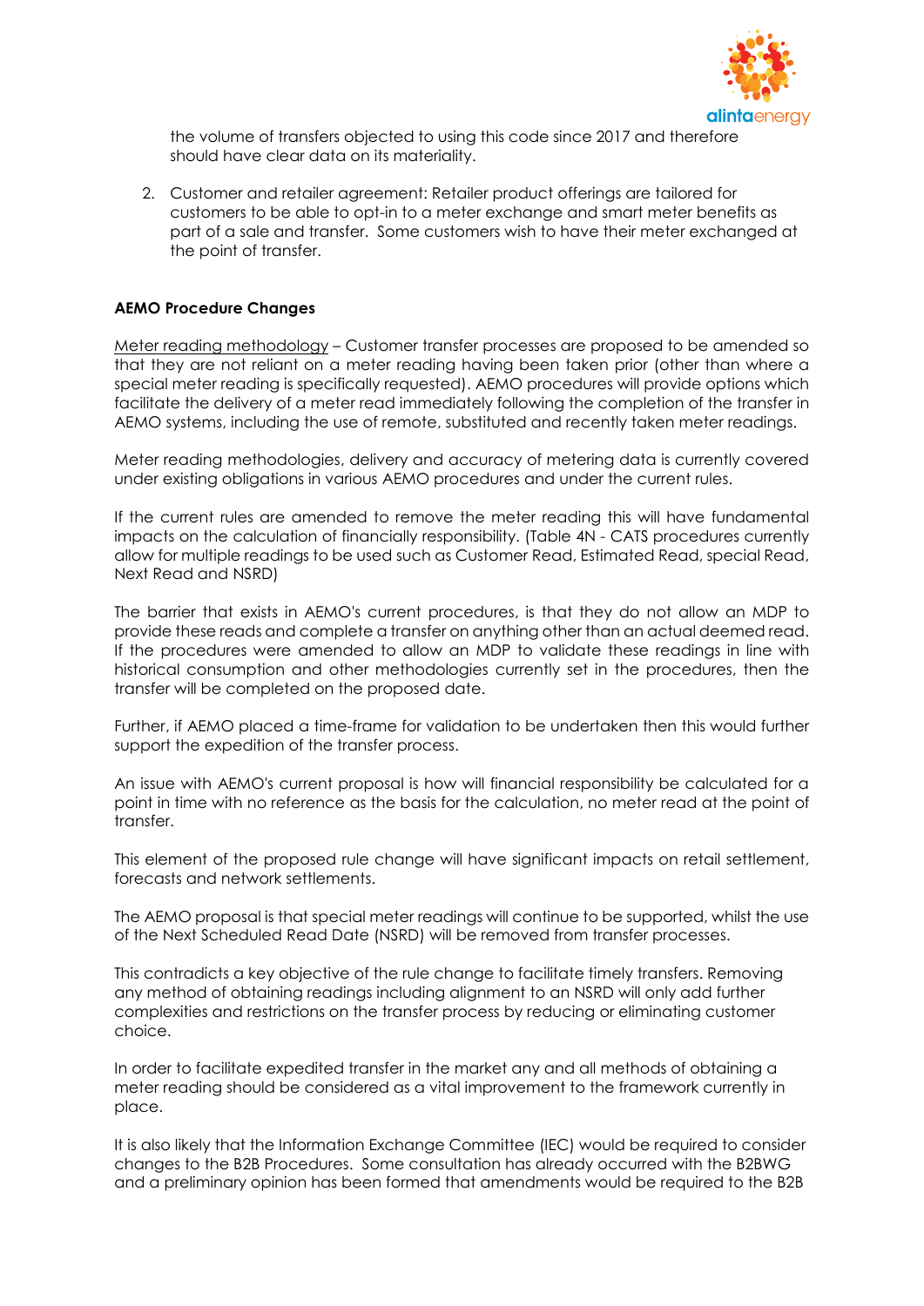the volume of transfers objected to using this code since 2017 and therefore should have clear data on its materiality.

2. Customer and retailer agreement: Retailer product offerings are tailored for customers to be able to opt-in to a meter exchange and smart meter benefits as part of a sale and transfer. Some customers wish to have their meter exchanged at the point of transfer.

**AEMO Procedure Changes**

Meter reading methodology – Customer transfer processes are proposed to be amended so that they are not reliant on a meter reading having been taken prior (other than where a special meter reading is specifically requested). AEMO procedures will provide options which facilitate the delivery of a meter read immediately following the completion of the transfer in AEMO systems, including the use of remote, substituted and recently taken meter readings.

Meter reading methodologies, delivery and accuracy of metering data is currently covered under existing obligations in various AEMO procedures and under the current rules.

If the current rules are amended to remove the meter reading this will have fundamental impacts on the calculation of financially responsibility. (Table 4N - CATS procedures currently allow for multiple readings to be used such as Customer Read, Estimated Read, special Read, Next Read and NSRD)

The barrier that exists in AEMO's current procedures, is that they do not allow an MDP to provide these reads and complete a transfer on anything other than an actual deemed read. If the procedures were amended to allow an MDP to validate these readings in line with historical consumption and other methodologies currently set in the procedures, then the transfer will be completed on the proposed date.

Further, if AEMO placed a time-frame for validation to be undertaken then this would further support the expedition of the transfer process.

An issue with AEMO's current proposal is how will financial responsibility be calculated for a point in time with no reference as the basis for the calculation, no meter read at the point of transfer.

This element of the proposed rule change will have significant impacts on retail settlement, forecasts and network settlements.

The AEMO proposal is that special meter readings will continue to be supported, whilst the use of the Next Scheduled Read Date (NSRD) will be removed from transfer processes.

This contradicts a key objective of the rule change to facilitate timely transfers. Removing any method of obtaining readings including alignment to an NSRD will only add further complexities and restrictions on the transfer process by reducing or eliminating customer choice.

In order to facilitate expedited transfer in the market any and all methods of obtaining a meter reading should be considered as a vital improvement to the framework currently in place.

It is also likely that the Information Exchange Committee (IEC) would be required to consider changes to the B2B Procedures. Some consultation has already occurred with the B2BWG and a preliminary opinion has been formed that amendments would be required to the B2B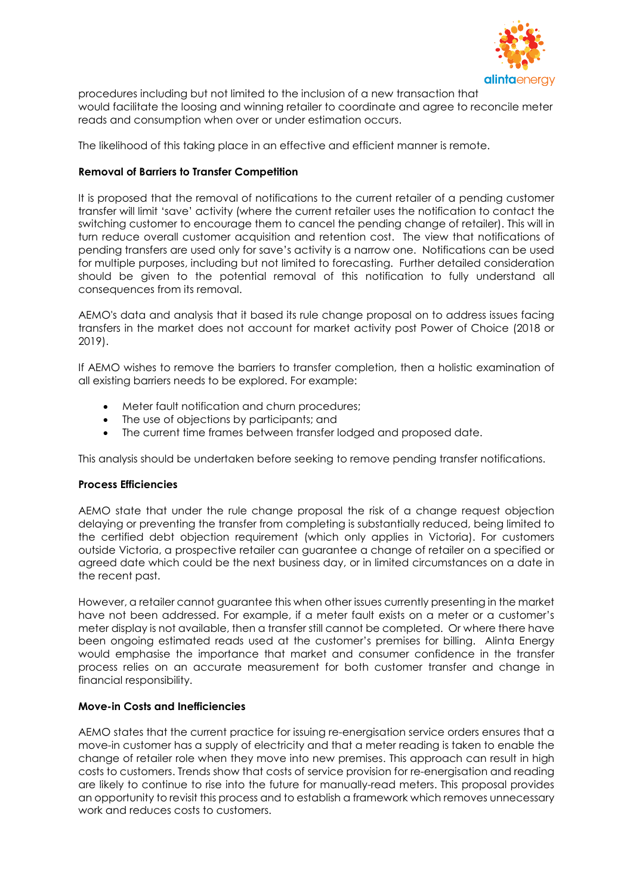procedures including but not limited to the inclusion of a new transaction that would facilitate the loosing and winning retailer to coordinate and agree to reconcile meter reads and consumption when over or under estimation occurs.

The likelihood of this taking place in an effective and efficient manner is remote.

**Removal of Barriers to Transfer Competition**

It is proposed that the removal of notifications to the current retailer of a pending customer transfer will limit 'save' activity (where the current retailer uses the notification to contact the switching customer to encourage them to cancel the pending change of retailer). This will in turn reduce overall customer acquisition and retention cost. The view that notifications of pending transfers are used only for save's activity is a narrow one. Notifications can be used for multiple purposes, including but not limited to forecasting. Further detailed consideration should be given to the potential removal of this notification to fully understand all consequences from its removal.

AEMO's data and analysis that it based its rule change proposal on to address issues facing transfers in the market does not account for market activity post Power of Choice (2018 or 2019).

If AEMO wishes to remove the barriers to transfer completion, then a holistic examination of all existing barriers needs to be explored. For example:

- Meter fault notification and churn procedures;
- The use of objections by participants; and
- The current time frames between transfer lodged and proposed date.

This analysis should be undertaken before seeking to remove pending transfer notifications.

**Process Efficiencies**

AEMO state that under the rule change proposal the risk of a change request objection delaying or preventing the transfer from completing is substantially reduced, being limited to the certified debt objection requirement (which only applies in Victoria). For customers outside Victoria, a prospective retailer can guarantee a change of retailer on a specified or agreed date which could be the next business day, or in limited circumstances on a date in the recent past.

However, a retailer cannot guarantee this when other issues currently presenting in the market have not been addressed. For example, if a meter fault exists on a meter or a customer's meter display is not available, then a transfer still cannot be completed. Or where there have been ongoing estimated reads used at the customer's premises for billing. Alinta Energy would emphasise the importance that market and consumer confidence in the transfer process relies on an accurate measurement for both customer transfer and change in financial responsibility.

**Move-in Costs and Inefficiencies**

AEMO states that the current practice for issuing re-energisation service orders ensures that a move-in customer has a supply of electricity and that a meter reading is taken to enable the change of retailer role when they move into new premises. This approach can result in high costs to customers. Trends show that costs of service provision for re-energisation and reading are likely to continue to rise into the future for manually-read meters. This proposal provides an opportunity to revisit this process and to establish a framework which removes unnecessary work and reduces costs to customers.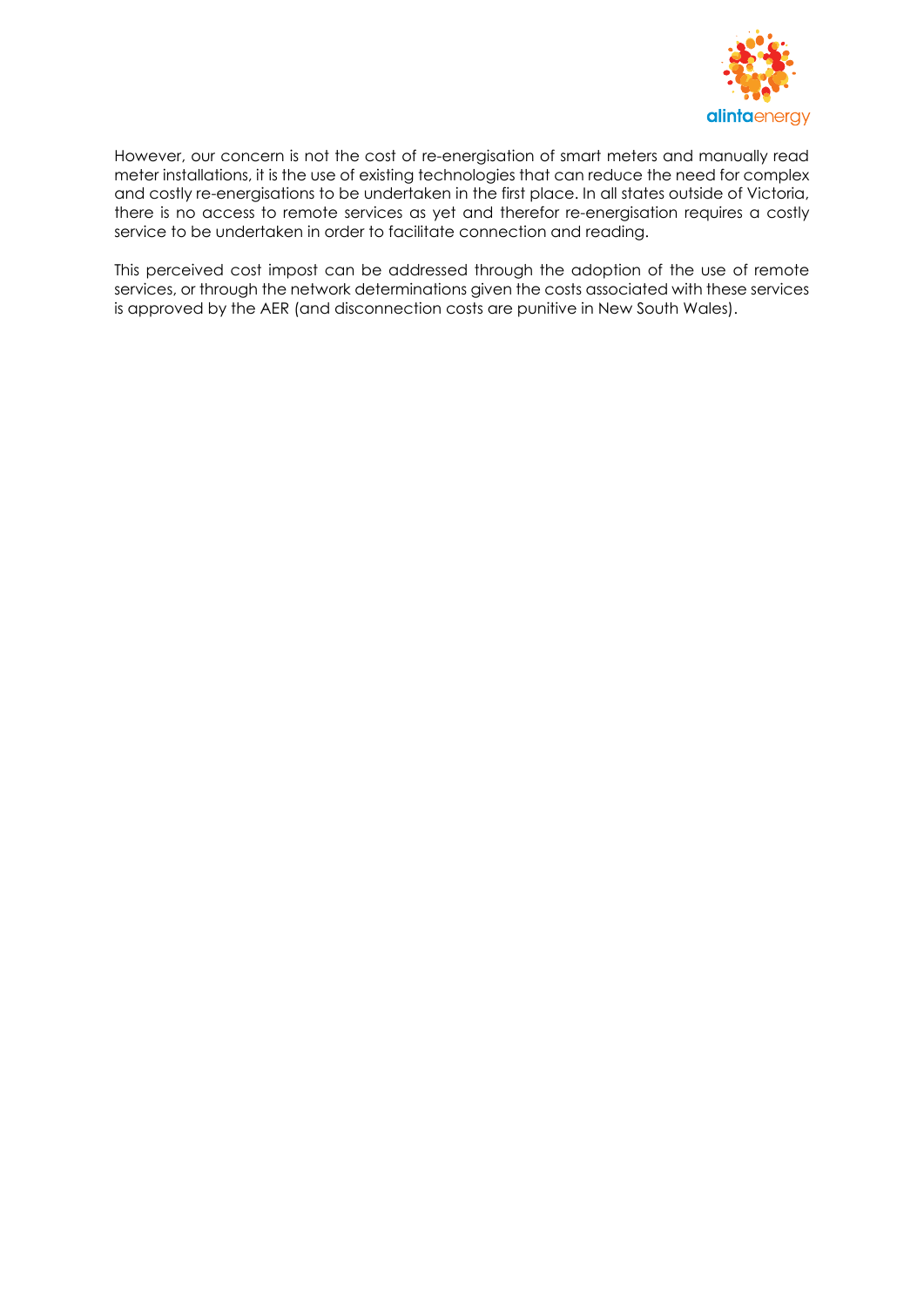However, our concern is not the cost of re-energisation of smart meters and manually read meter installations, it is the use of existing technologies that can reduce the need for complex and costly re-energisations to be undertaken in the first place. In all states outside of Victoria, there is no access to remote services as yet and therefor re-energisation requires a costly service to be undertaken in order to facilitate connection and reading.

This perceived cost impost can be addressed through the adoption of the use of remote services, or through the network determinations given the costs associated with these services is approved by the AER (and disconnection costs are punitive in New South Wales).